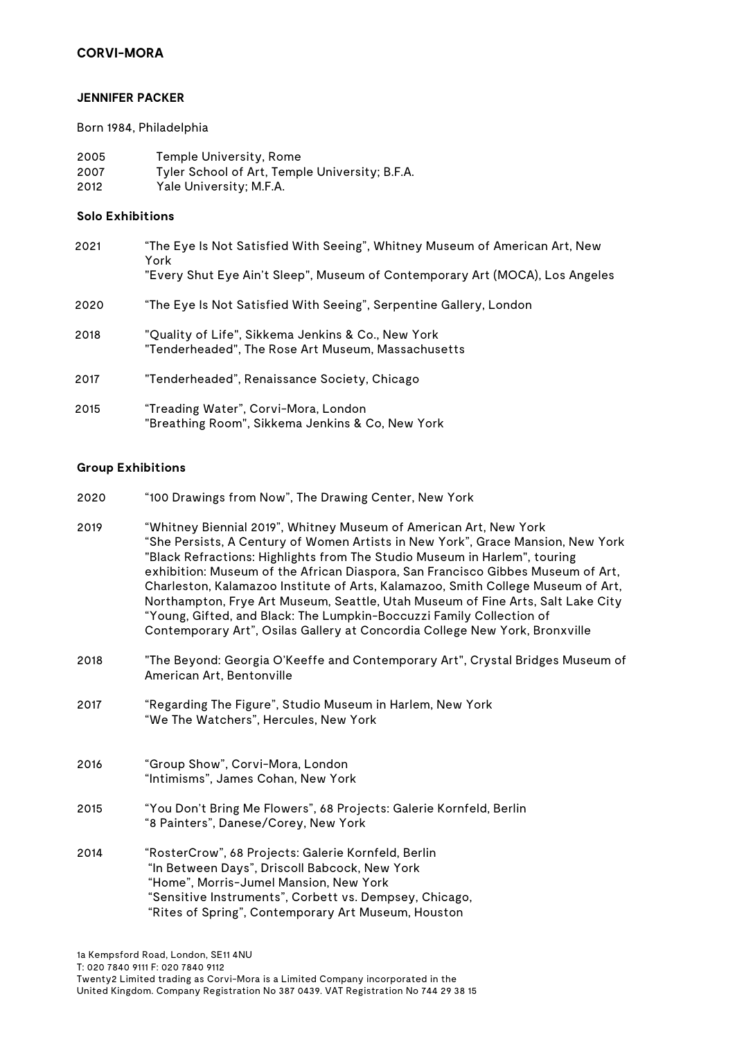**CORVI-MORA**

**JENNIFER PACKER**

Born 1984, Philadelphia

2005 Temple University, Rome
2007 Tyler School of Art, Temple University; B.F.A.
2012 Yale University; M.F.A.

**Solo Exhibitions**

2021 "The Eye Is Not Satisfied With Seeing", Whitney Museum of American Art, New York
"Every Shut Eye Ain't Sleep", Museum of Contemporary Art (MOCA), Los Angeles

2020 "The Eye Is Not Satisfied With Seeing", Serpentine Gallery, London

2018 "Quality of Life", Sikkema Jenkins & Co., New York
"Tenderheaded", The Rose Art Museum, Massachusetts

2017 "Tenderheaded", Renaissance Society, Chicago

2015 "Treading Water", Corvi-Mora, London
"Breathing Room", Sikkema Jenkins & Co, New York

**Group Exhibitions**

2020 "100 Drawings from Now", The Drawing Center, New York

2019 "Whitney Biennial 2019", Whitney Museum of American Art, New York
"She Persists, A Century of Women Artists in New York", Grace Mansion, New York
"Black Refractions: Highlights from The Studio Museum in Harlem", touring exhibition: Museum of the African Diaspora, San Francisco Gibbes Museum of Art, Charleston, Kalamazoo Institute of Arts, Kalamazoo, Smith College Museum of Art, Northampton, Frye Art Museum, Seattle, Utah Museum of Fine Arts, Salt Lake City
"Young, Gifted, and Black: The Lumpkin-Boccuzzi Family Collection of Contemporary Art", Osilas Gallery at Concordia College New York, Bronxville

2018 "The Beyond: Georgia O'Keeffe and Contemporary Art", Crystal Bridges Museum of American Art, Bentonville

2017 "Regarding The Figure", Studio Museum in Harlem, New York
"We The Watchers", Hercules, New York

2016 "Group Show", Corvi-Mora, London
"Intimisms", James Cohan, New York

2015 "You Don't Bring Me Flowers", 68 Projects: Galerie Kornfeld, Berlin
"8 Painters", Danese/Corey, New York

2014 "RosterCrow", 68 Projects: Galerie Kornfeld, Berlin
"In Between Days", Driscoll Babcock, New York
"Home", Morris-Jumel Mansion, New York
"Sensitive Instruments", Corbett vs. Dempsey, Chicago,
"Rites of Spring", Contemporary Art Museum, Houston

1a Kempsford Road, London, SE11 4NU
T: 020 7840 9111 F: 020 7840 9112
Twenty2 Limited trading as Corvi-Mora is a Limited Company incorporated in the United Kingdom. Company Registration No 387 0439. VAT Registration No 744 29 38 15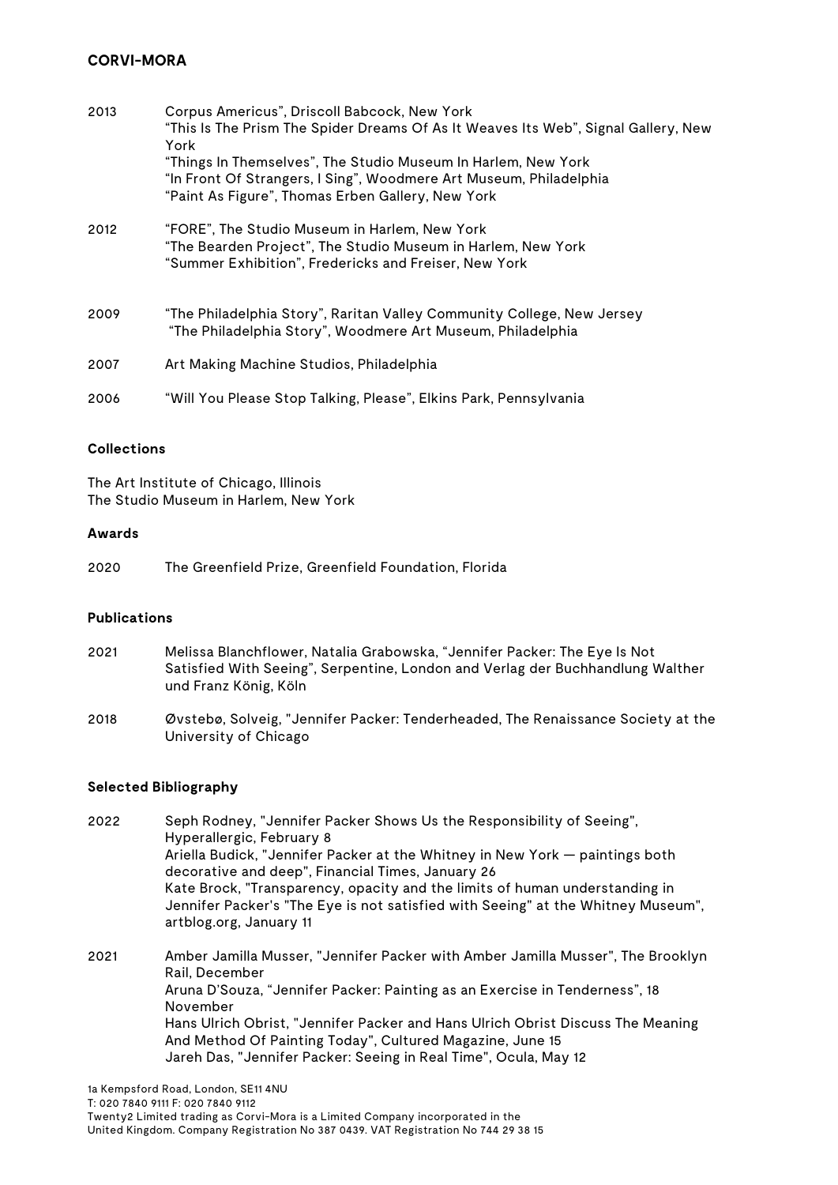| | |
|---|---|
| 2013 | Corpus Americus", Driscoll Babcock, New York<br>"This Is The Prism The Spider Dreams Of As It Weaves Its Web", Signal Gallery, New York<br>"Things In Themselves", The Studio Museum In Harlem, New York<br>"In Front Of Strangers, I Sing", Woodmere Art Museum, Philadelphia<br>"Paint As Figure", Thomas Erben Gallery, New York |
| 2012 | "FORE", The Studio Museum in Harlem, New York<br>"The Bearden Project", The Studio Museum in Harlem, New York<br>"Summer Exhibition", Fredericks and Freiser, New York |
| 2009 | "The Philadelphia Story", Raritan Valley Community College, New Jersey<br>"The Philadelphia Story", Woodmere Art Museum, Philadelphia |
| 2007 | Art Making Machine Studios, Philadelphia |
| 2006 | "Will You Please Stop Talking, Please", Elkins Park, Pennsylvania |

**Collections**

The Art Institute of Chicago, Illinois
The Studio Museum in Harlem, New York

**Awards**

| | |
|---|---|
| 2020 | The Greenfield Prize, Greenfield Foundation, Florida |

**Publications**

| | |
|---|---|
| 2021 | Melissa Blanchflower, Natalia Grabowska, "Jennifer Packer: The Eye Is Not Satisfied With Seeing", Serpentine, London and Verlag der Buchhandlung Walther und Franz König, Köln |
| 2018 | Øvstebø, Solveig, "Jennifer Packer: Tenderheaded, The Renaissance Society at the University of Chicago |

**Selected Bibliography**

| | |
|---|---|
| 2022 | Seph Rodney, "Jennifer Packer Shows Us the Responsibility of Seeing", Hyperallergic, February 8<br>Ariella Budick, "Jennifer Packer at the Whitney in New York — paintings both decorative and deep", Financial Times, January 26<br>Kate Brock, "Transparency, opacity and the limits of human understanding in Jennifer Packer's "The Eye is not satisfied with Seeing" at the Whitney Museum", artblog.org, January 11 |
| 2021 | Amber Jamilla Musser, "Jennifer Packer with Amber Jamilla Musser", The Brooklyn Rail, December<br>Aruna D'Souza, "Jennifer Packer: Painting as an Exercise in Tenderness", 18 November<br>Hans Ulrich Obrist, "Jennifer Packer and Hans Ulrich Obrist Discuss The Meaning And Method Of Painting Today", Cultured Magazine, June 15<br>Jareh Das, "Jennifer Packer: Seeing in Real Time", Ocula, May 12 |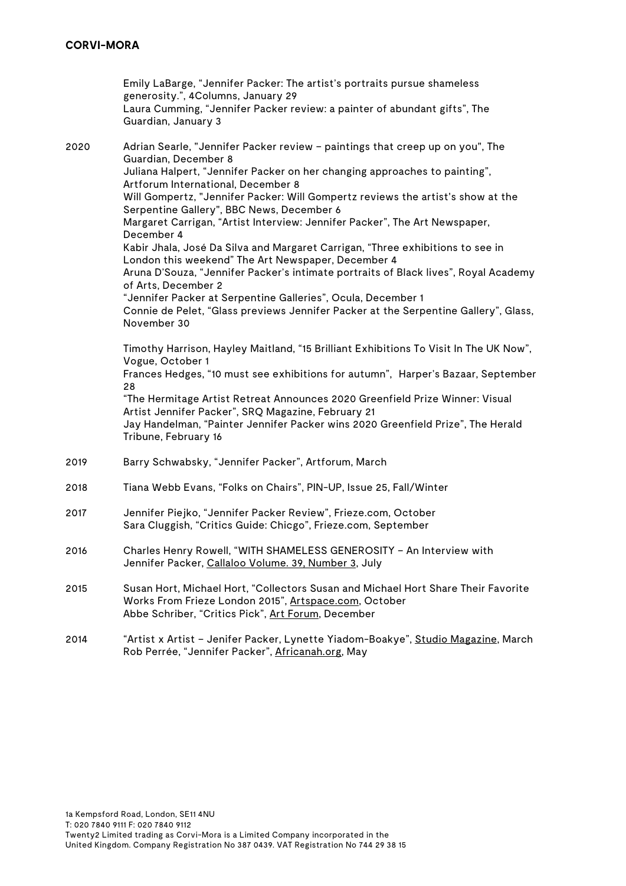Emily LaBarge, "Jennifer Packer: The artist's portraits pursue shameless generosity.", 4Columns, January 29
Laura Cumming, "Jennifer Packer review: a painter of abundant gifts", The Guardian, January 3

2020 Adrian Searle, "Jennifer Packer review – paintings that creep up on you", The Guardian, December 8
Juliana Halpert, "Jennifer Packer on her changing approaches to painting", Artforum International, December 8
Will Gompertz, "Jennifer Packer: Will Gompertz reviews the artist's show at the Serpentine Gallery", BBC News, December 6
Margaret Carrigan, "Artist Interview: Jennifer Packer", The Art Newspaper, December 4
Kabir Jhala, José Da Silva and Margaret Carrigan, "Three exhibitions to see in London this weekend" The Art Newspaper, December 4
Aruna D'Souza, "Jennifer Packer's intimate portraits of Black lives", Royal Academy of Arts, December 2
"Jennifer Packer at Serpentine Galleries", Ocula, December 1
Connie de Pelet, "Glass previews Jennifer Packer at the Serpentine Gallery", Glass, November 30

Timothy Harrison, Hayley Maitland, "15 Brilliant Exhibitions To Visit In The UK Now", Vogue, October 1
Frances Hedges, "10 must see exhibitions for autumn", Harper's Bazaar, September 28
"The Hermitage Artist Retreat Announces 2020 Greenfield Prize Winner: Visual Artist Jennifer Packer", SRQ Magazine, February 21
Jay Handelman, "Painter Jennifer Packer wins 2020 Greenfield Prize", The Herald Tribune, February 16

2019 Barry Schwabsky, "Jennifer Packer", Artforum, March

2018 Tiana Webb Evans, "Folks on Chairs", PIN-UP, Issue 25, Fall/Winter

2017 Jennifer Piejko, "Jennifer Packer Review", Frieze.com, October
Sara Cluggish, "Critics Guide: Chicgo", Frieze.com, September

2016 Charles Henry Rowell, "WITH SHAMELESS GENEROSITY – An Interview with Jennifer Packer, Callaloo Volume. 39, Number 3, July

2015 Susan Hort, Michael Hort, "Collectors Susan and Michael Hort Share Their Favorite Works From Frieze London 2015", Artspace.com, October
Abbe Schriber, "Critics Pick", Art Forum, December

2014 "Artist x Artist – Jenifer Packer, Lynette Yiadom-Boakye", Studio Magazine, March
Rob Perrée, "Jennifer Packer", Africanah.org, May